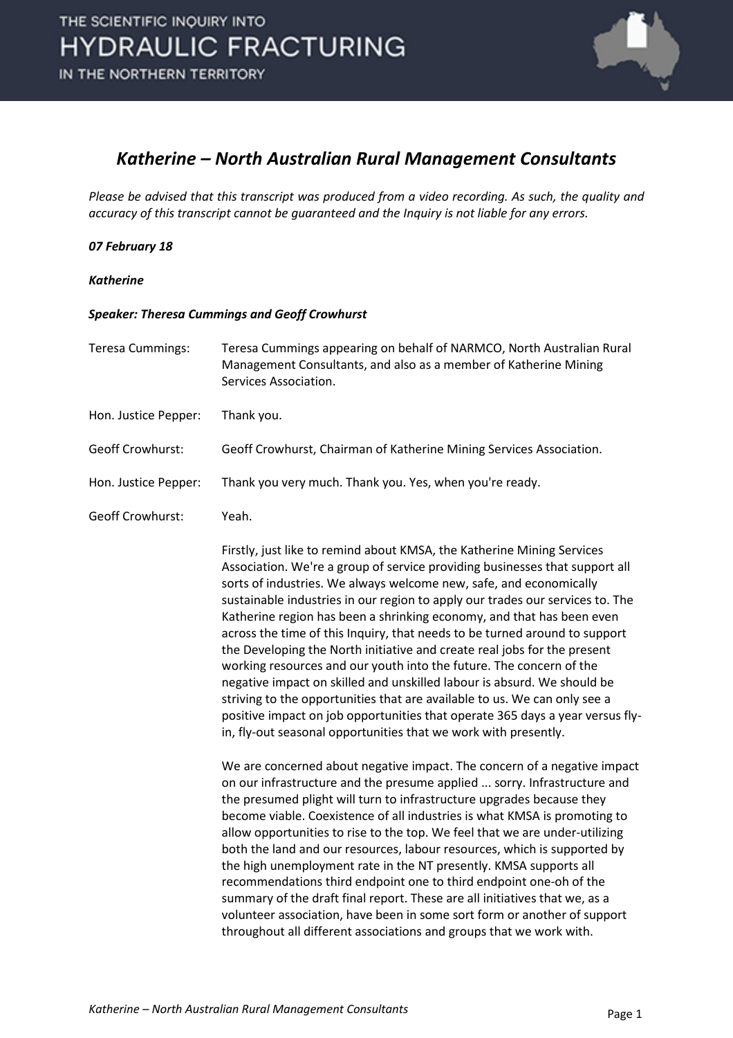# Katherine – North Australian Rural Management Consultants

*Please be advised that this transcript was produced from a video recording. As such, the quality and accuracy of this transcript cannot be guaranteed and the Inquiry is not liable for any errors.*

***07 February 18***

***Katherine***

***Speaker: Theresa Cummings and Geoff Crowhurst***

Teresa Cummings: Teresa Cummings appearing on behalf of NARMCO, North Australian Rural Management Consultants, and also as a member of Katherine Mining Services Association.

Hon. Justice Pepper: Thank you.

Geoff Crowhurst: Geoff Crowhurst, Chairman of Katherine Mining Services Association.

Hon. Justice Pepper: Thank you very much. Thank you. Yes, when you're ready.

Geoff Crowhurst: Yeah.

Firstly, just like to remind about KMSA, the Katherine Mining Services Association. We're a group of service providing businesses that support all sorts of industries. We always welcome new, safe, and economically sustainable industries in our region to apply our trades our services to. The Katherine region has been a shrinking economy, and that has been even across the time of this Inquiry, that needs to be turned around to support the Developing the North initiative and create real jobs for the present working resources and our youth into the future. The concern of the negative impact on skilled and unskilled labour is absurd. We should be striving to the opportunities that are available to us. We can only see a positive impact on job opportunities that operate 365 days a year versus fly-in, fly-out seasonal opportunities that we work with presently.

We are concerned about negative impact. The concern of a negative impact on our infrastructure and the presume applied ... sorry. Infrastructure and the presumed plight will turn to infrastructure upgrades because they become viable. Coexistence of all industries is what KMSA is promoting to allow opportunities to rise to the top. We feel that we are under-utilizing both the land and our resources, labour resources, which is supported by the high unemployment rate in the NT presently. KMSA supports all recommendations third endpoint one to third endpoint one-oh of the summary of the draft final report. These are all initiatives that we, as a volunteer association, have been in some sort form or another of support throughout all different associations and groups that we work with.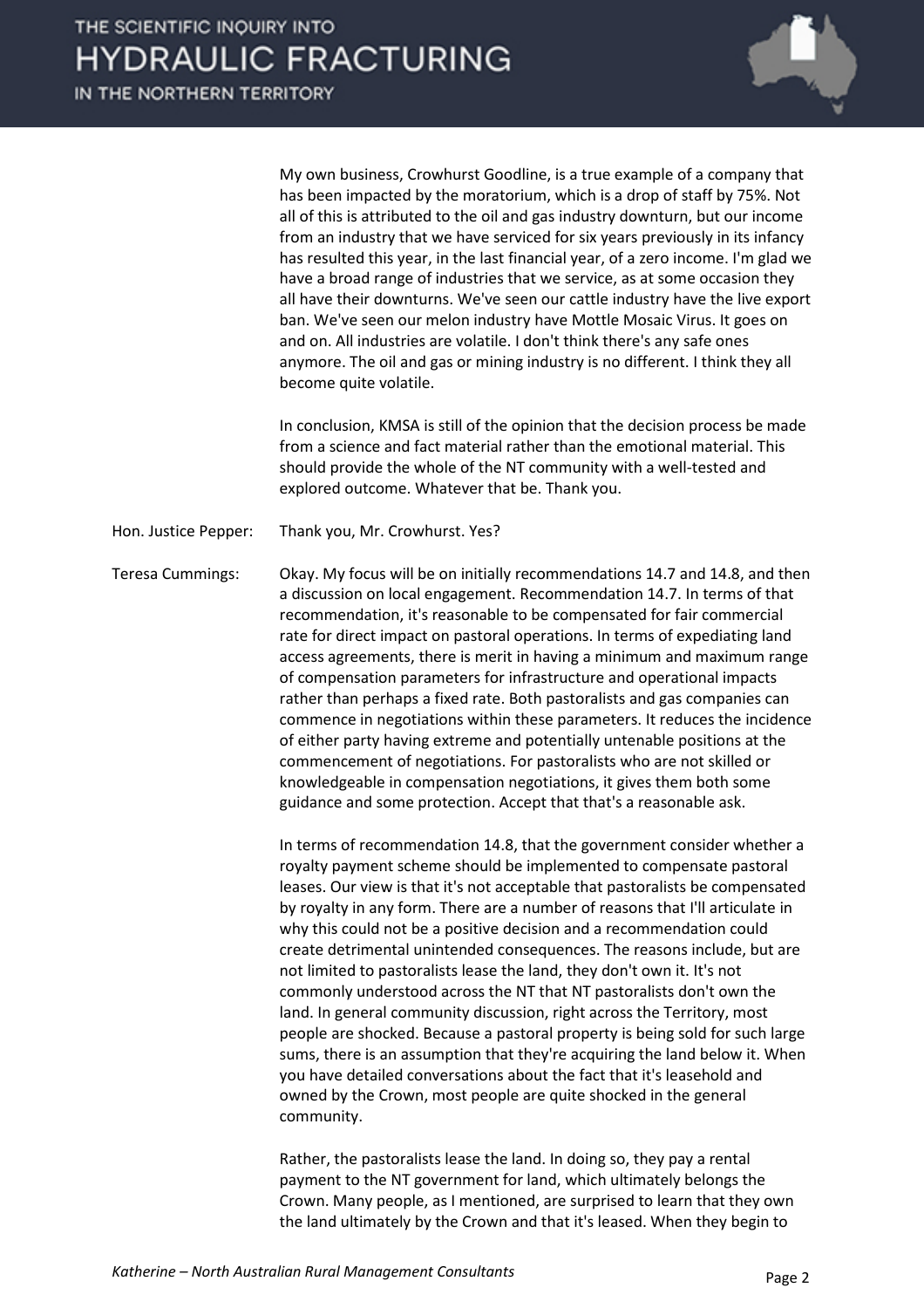My own business, Crowhurst Goodline, is a true example of a company that has been impacted by the moratorium, which is a drop of staff by 75%. Not all of this is attributed to the oil and gas industry downturn, but our income from an industry that we have serviced for six years previously in its infancy has resulted this year, in the last financial year, of a zero income. I'm glad we have a broad range of industries that we service, as at some occasion they all have their downturns. We've seen our cattle industry have the live export ban. We've seen our melon industry have Mottle Mosaic Virus. It goes on and on. All industries are volatile. I don't think there's any safe ones anymore. The oil and gas or mining industry is no different. I think they all become quite volatile.

In conclusion, KMSA is still of the opinion that the decision process be made from a science and fact material rather than the emotional material. This should provide the whole of the NT community with a well-tested and explored outcome. Whatever that be. Thank you.

Hon. Justice Pepper: Thank you, Mr. Crowhurst. Yes?

Teresa Cummings: Okay. My focus will be on initially recommendations 14.7 and 14.8, and then a discussion on local engagement. Recommendation 14.7. In terms of that recommendation, it's reasonable to be compensated for fair commercial rate for direct impact on pastoral operations. In terms of expediting land access agreements, there is merit in having a minimum and maximum range of compensation parameters for infrastructure and operational impacts rather than perhaps a fixed rate. Both pastoralists and gas companies can commence in negotiations within these parameters. It reduces the incidence of either party having extreme and potentially untenable positions at the commencement of negotiations. For pastoralists who are not skilled or knowledgeable in compensation negotiations, it gives them both some guidance and some protection. Accept that that's a reasonable ask.

In terms of recommendation 14.8, that the government consider whether a royalty payment scheme should be implemented to compensate pastoral leases. Our view is that it's not acceptable that pastoralists be compensated by royalty in any form. There are a number of reasons that I'll articulate in why this could not be a positive decision and a recommendation could create detrimental unintended consequences. The reasons include, but are not limited to pastoralists lease the land, they don't own it. It's not commonly understood across the NT that NT pastoralists don't own the land. In general community discussion, right across the Territory, most people are shocked. Because a pastoral property is being sold for such large sums, there is an assumption that they're acquiring the land below it. When you have detailed conversations about the fact that it's leasehold and owned by the Crown, most people are quite shocked in the general community.

Rather, the pastoralists lease the land. In doing so, they pay a rental payment to the NT government for land, which ultimately belongs the Crown. Many people, as I mentioned, are surprised to learn that they own the land ultimately by the Crown and that it's leased. When they begin to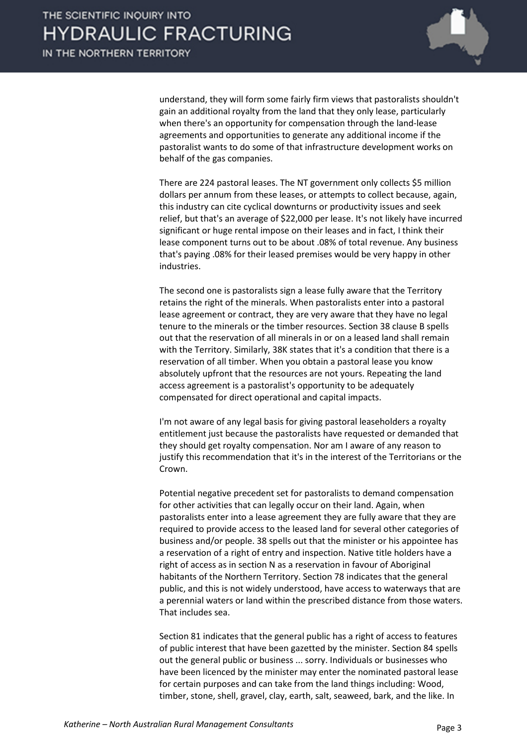understand, they will form some fairly firm views that pastoralists shouldn't gain an additional royalty from the land that they only lease, particularly when there's an opportunity for compensation through the land-lease agreements and opportunities to generate any additional income if the pastoralist wants to do some of that infrastructure development works on behalf of the gas companies.

There are 224 pastoral leases. The NT government only collects $5 million dollars per annum from these leases, or attempts to collect because, again, this industry can cite cyclical downturns or productivity issues and seek relief, but that's an average of $22,000 per lease. It's not likely have incurred significant or huge rental impose on their leases and in fact, I think their lease component turns out to be about .08% of total revenue. Any business that's paying .08% for their leased premises would be very happy in other industries.

The second one is pastoralists sign a lease fully aware that the Territory retains the right of the minerals. When pastoralists enter into a pastoral lease agreement or contract, they are very aware that they have no legal tenure to the minerals or the timber resources. Section 38 clause B spells out that the reservation of all minerals in or on a leased land shall remain with the Territory. Similarly, 38K states that it's a condition that there is a reservation of all timber. When you obtain a pastoral lease you know absolutely upfront that the resources are not yours. Repeating the land access agreement is a pastoralist's opportunity to be adequately compensated for direct operational and capital impacts.

I'm not aware of any legal basis for giving pastoral leaseholders a royalty entitlement just because the pastoralists have requested or demanded that they should get royalty compensation. Nor am I aware of any reason to justify this recommendation that it's in the interest of the Territorians or the Crown.

Potential negative precedent set for pastoralists to demand compensation for other activities that can legally occur on their land. Again, when pastoralists enter into a lease agreement they are fully aware that they are required to provide access to the leased land for several other categories of business and/or people. 38 spells out that the minister or his appointee has a reservation of a right of entry and inspection. Native title holders have a right of access as in section N as a reservation in favour of Aboriginal habitants of the Northern Territory. Section 78 indicates that the general public, and this is not widely understood, have access to waterways that are a perennial waters or land within the prescribed distance from those waters. That includes sea.

Section 81 indicates that the general public has a right of access to features of public interest that have been gazetted by the minister. Section 84 spells out the general public or business ... sorry. Individuals or businesses who have been licenced by the minister may enter the nominated pastoral lease for certain purposes and can take from the land things including: Wood, timber, stone, shell, gravel, clay, earth, salt, seaweed, bark, and the like. In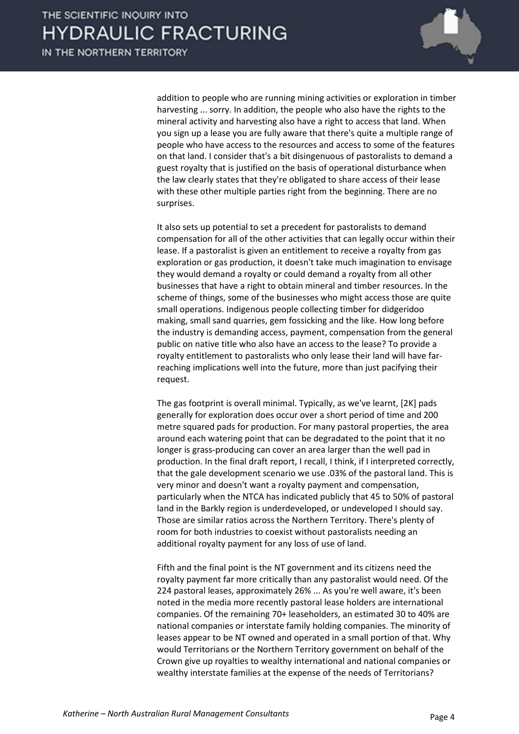addition to people who are running mining activities or exploration in timber harvesting ... sorry. In addition, the people who also have the rights to the mineral activity and harvesting also have a right to access that land. When you sign up a lease you are fully aware that there's quite a multiple range of people who have access to the resources and access to some of the features on that land. I consider that's a bit disingenuous of pastoralists to demand a guest royalty that is justified on the basis of operational disturbance when the law clearly states that they're obligated to share access of their lease with these other multiple parties right from the beginning. There are no surprises.

It also sets up potential to set a precedent for pastoralists to demand compensation for all of the other activities that can legally occur within their lease. If a pastoralist is given an entitlement to receive a royalty from gas exploration or gas production, it doesn't take much imagination to envisage they would demand a royalty or could demand a royalty from all other businesses that have a right to obtain mineral and timber resources. In the scheme of things, some of the businesses who might access those are quite small operations. Indigenous people collecting timber for didgeridoo making, small sand quarries, gem fossicking and the like. How long before the industry is demanding access, payment, compensation from the general public on native title who also have an access to the lease? To provide a royalty entitlement to pastoralists who only lease their land will have far-reaching implications well into the future, more than just pacifying their request.

The gas footprint is overall minimal. Typically, as we've learnt, [2K] pads generally for exploration does occur over a short period of time and 200 metre squared pads for production. For many pastoral properties, the area around each watering point that can be degradated to the point that it no longer is grass-producing can cover an area larger than the well pad in production. In the final draft report, I recall, I think, if I interpreted correctly, that the gale development scenario we use .03% of the pastoral land. This is very minor and doesn't want a royalty payment and compensation, particularly when the NTCA has indicated publicly that 45 to 50% of pastoral land in the Barkly region is underdeveloped, or undeveloped I should say. Those are similar ratios across the Northern Territory. There's plenty of room for both industries to coexist without pastoralists needing an additional royalty payment for any loss of use of land.

Fifth and the final point is the NT government and its citizens need the royalty payment far more critically than any pastoralist would need. Of the 224 pastoral leases, approximately 26% ... As you're well aware, it's been noted in the media more recently pastoral lease holders are international companies. Of the remaining 70+ leaseholders, an estimated 30 to 40% are national companies or interstate family holding companies. The minority of leases appear to be NT owned and operated in a small portion of that. Why would Territorians or the Northern Territory government on behalf of the Crown give up royalties to wealthy international and national companies or wealthy interstate families at the expense of the needs of Territorians?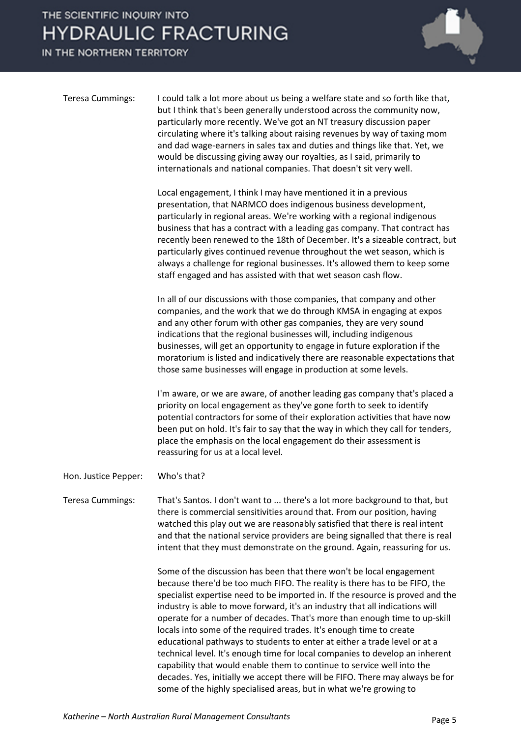Teresa Cummings: I could talk a lot more about us being a welfare state and so forth like that, but I think that's been generally understood across the community now, particularly more recently. We've got an NT treasury discussion paper circulating where it's talking about raising revenues by way of taxing mom and dad wage-earners in sales tax and duties and things like that. Yet, we would be discussing giving away our royalties, as I said, primarily to internationals and national companies. That doesn't sit very well.

Local engagement, I think I may have mentioned it in a previous presentation, that NARMCO does indigenous business development, particularly in regional areas. We're working with a regional indigenous business that has a contract with a leading gas company. That contract has recently been renewed to the 18th of December. It's a sizeable contract, but particularly gives continued revenue throughout the wet season, which is always a challenge for regional businesses. It's allowed them to keep some staff engaged and has assisted with that wet season cash flow.

In all of our discussions with those companies, that company and other companies, and the work that we do through KMSA in engaging at expos and any other forum with other gas companies, they are very sound indications that the regional businesses will, including indigenous businesses, will get an opportunity to engage in future exploration if the moratorium is listed and indicatively there are reasonable expectations that those same businesses will engage in production at some levels.

I'm aware, or we are aware, of another leading gas company that's placed a priority on local engagement as they've gone forth to seek to identify potential contractors for some of their exploration activities that have now been put on hold. It's fair to say that the way in which they call for tenders, place the emphasis on the local engagement do their assessment is reassuring for us at a local level.

Hon. Justice Pepper: Who's that?

Teresa Cummings: That's Santos. I don't want to ... there's a lot more background to that, but there is commercial sensitivities around that. From our position, having watched this play out we are reasonably satisfied that there is real intent and that the national service providers are being signalled that there is real intent that they must demonstrate on the ground. Again, reassuring for us.

Some of the discussion has been that there won't be local engagement because there'd be too much FIFO. The reality is there has to be FIFO, the specialist expertise need to be imported in. If the resource is proved and the industry is able to move forward, it's an industry that all indications will operate for a number of decades. That's more than enough time to up-skill locals into some of the required trades. It's enough time to create educational pathways to students to enter at either a trade level or at a technical level. It's enough time for local companies to develop an inherent capability that would enable them to continue to service well into the decades. Yes, initially we accept there will be FIFO. There may always be for some of the highly specialised areas, but in what we're growing to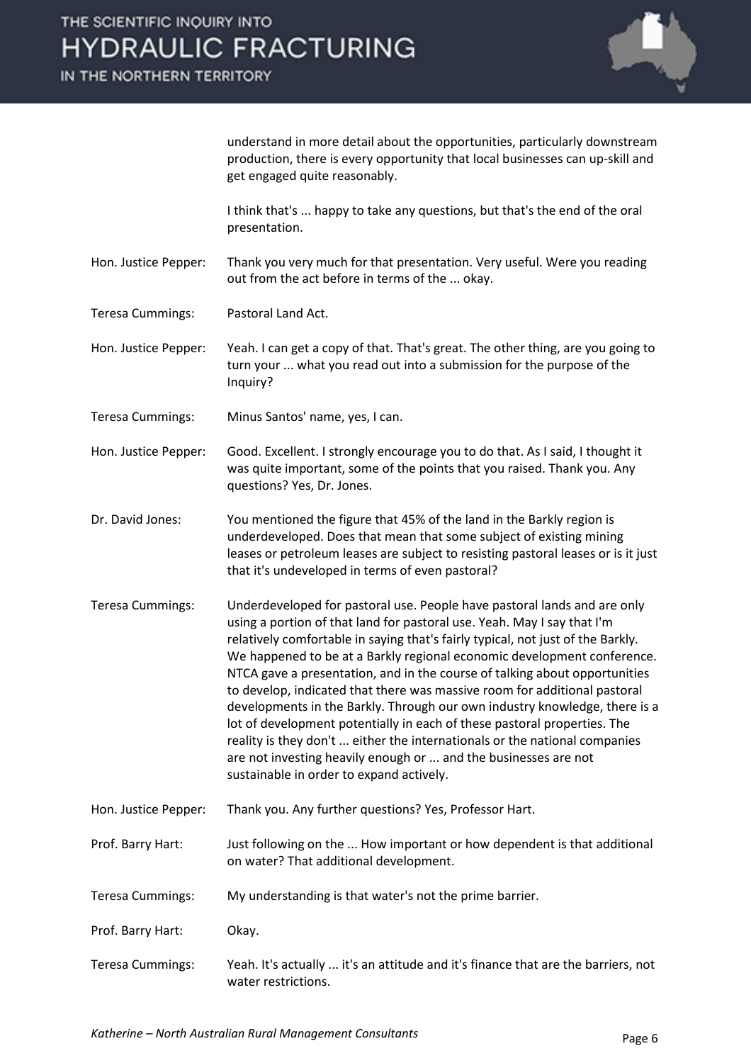understand in more detail about the opportunities, particularly downstream production, there is every opportunity that local businesses can up-skill and get engaged quite reasonably.

I think that's ... happy to take any questions, but that's the end of the oral presentation.

Hon. Justice Pepper: Thank you very much for that presentation. Very useful. Were you reading out from the act before in terms of the ... okay.

Teresa Cummings: Pastoral Land Act.

Hon. Justice Pepper: Yeah. I can get a copy of that. That's great. The other thing, are you going to turn your ... what you read out into a submission for the purpose of the Inquiry?

Teresa Cummings: Minus Santos' name, yes, I can.

Hon. Justice Pepper: Good. Excellent. I strongly encourage you to do that. As I said, I thought it was quite important, some of the points that you raised. Thank you. Any questions? Yes, Dr. Jones.

Dr. David Jones: You mentioned the figure that 45% of the land in the Barkly region is underdeveloped. Does that mean that some subject of existing mining leases or petroleum leases are subject to resisting pastoral leases or is it just that it's undeveloped in terms of even pastoral?

Teresa Cummings: Underdeveloped for pastoral use. People have pastoral lands and are only using a portion of that land for pastoral use. Yeah. May I say that I'm relatively comfortable in saying that's fairly typical, not just of the Barkly. We happened to be at a Barkly regional economic development conference. NTCA gave a presentation, and in the course of talking about opportunities to develop, indicated that there was massive room for additional pastoral developments in the Barkly. Through our own industry knowledge, there is a lot of development potentially in each of these pastoral properties. The reality is they don't ... either the internationals or the national companies are not investing heavily enough or ... and the businesses are not sustainable in order to expand actively.

Hon. Justice Pepper: Thank you. Any further questions? Yes, Professor Hart.

Prof. Barry Hart: Just following on the ... How important or how dependent is that additional on water? That additional development.

Teresa Cummings: My understanding is that water's not the prime barrier.

Prof. Barry Hart: Okay.

Teresa Cummings: Yeah. It's actually ... it's an attitude and it's finance that are the barriers, not water restrictions.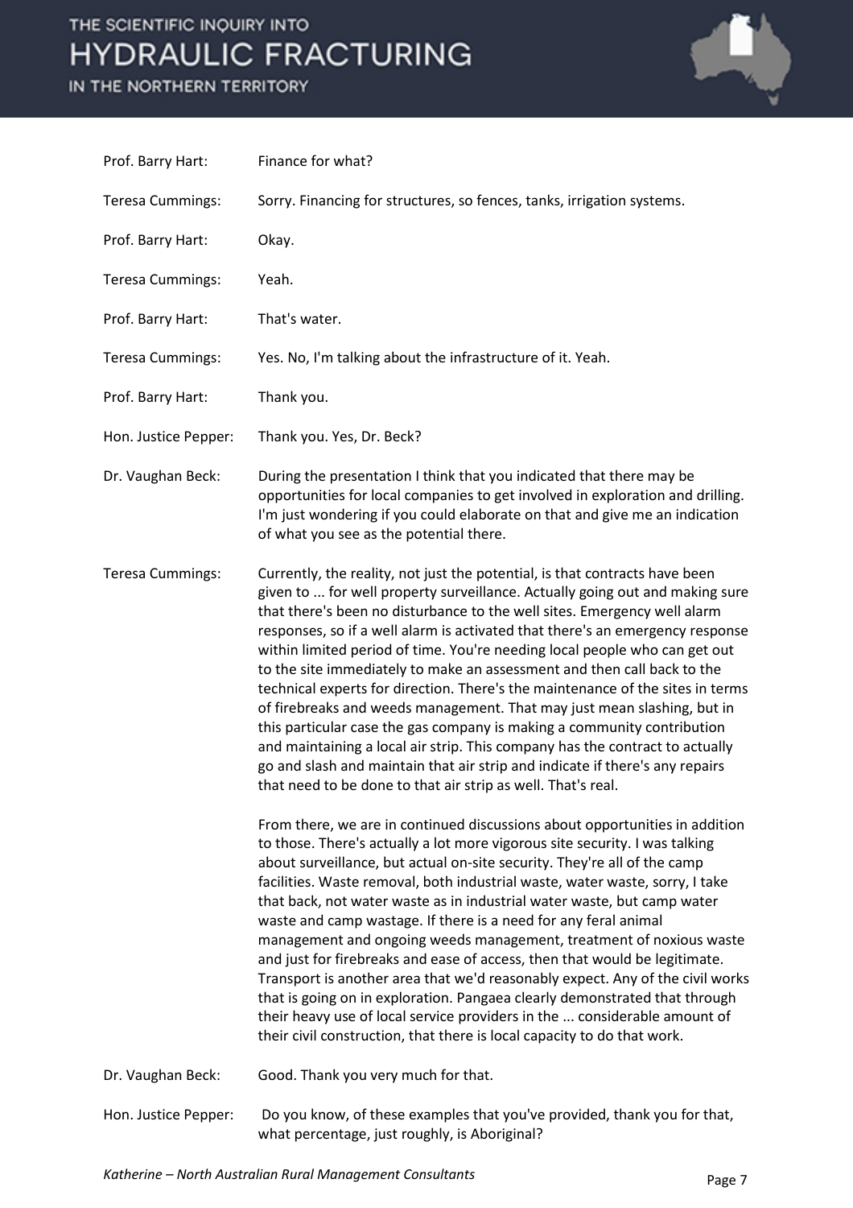Prof. Barry Hart: Finance for what?

Teresa Cummings: Sorry. Financing for structures, so fences, tanks, irrigation systems.

Prof. Barry Hart: Okay.

Teresa Cummings: Yeah.

Prof. Barry Hart: That's water.

Teresa Cummings: Yes. No, I'm talking about the infrastructure of it. Yeah.

Prof. Barry Hart: Thank you.

Hon. Justice Pepper: Thank you. Yes, Dr. Beck?

Dr. Vaughan Beck: During the presentation I think that you indicated that there may be opportunities for local companies to get involved in exploration and drilling. I'm just wondering if you could elaborate on that and give me an indication of what you see as the potential there.

Teresa Cummings: Currently, the reality, not just the potential, is that contracts have been given to ... for well property surveillance. Actually going out and making sure that there's been no disturbance to the well sites. Emergency well alarm responses, so if a well alarm is activated that there's an emergency response within limited period of time. You're needing local people who can get out to the site immediately to make an assessment and then call back to the technical experts for direction. There's the maintenance of the sites in terms of firebreaks and weeds management. That may just mean slashing, but in this particular case the gas company is making a community contribution and maintaining a local air strip. This company has the contract to actually go and slash and maintain that air strip and indicate if there's any repairs that need to be done to that air strip as well. That's real.

From there, we are in continued discussions about opportunities in addition to those. There's actually a lot more vigorous site security. I was talking about surveillance, but actual on-site security. They're all of the camp facilities. Waste removal, both industrial waste, water waste, sorry, I take that back, not water waste as in industrial water waste, but camp water waste and camp wastage. If there is a need for any feral animal management and ongoing weeds management, treatment of noxious waste and just for firebreaks and ease of access, then that would be legitimate. Transport is another area that we'd reasonably expect. Any of the civil works that is going on in exploration. Pangaea clearly demonstrated that through their heavy use of local service providers in the ... considerable amount of their civil construction, that there is local capacity to do that work.

Dr. Vaughan Beck: Good. Thank you very much for that.

Hon. Justice Pepper: Do you know, of these examples that you've provided, thank you for that, what percentage, just roughly, is Aboriginal?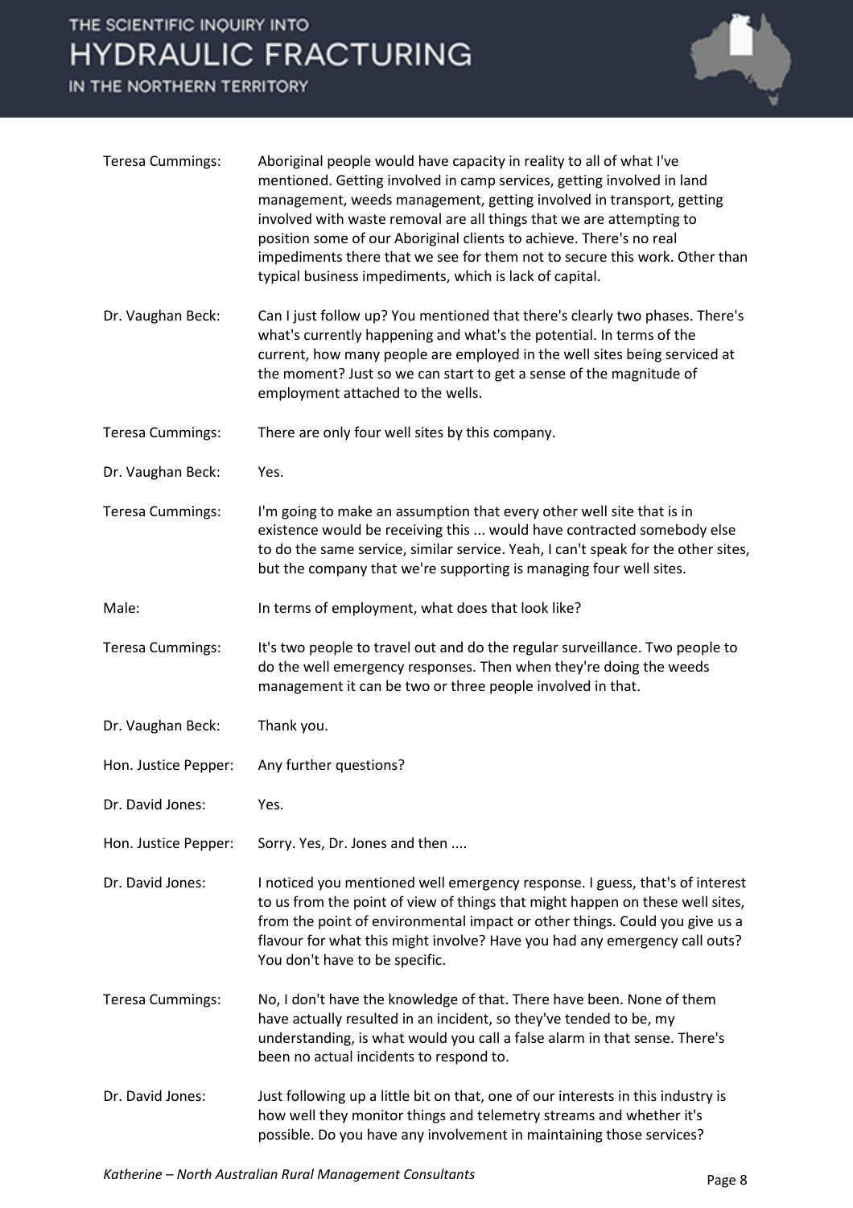Teresa Cummings: Aboriginal people would have capacity in reality to all of what I've mentioned. Getting involved in camp services, getting involved in land management, weeds management, getting involved in transport, getting involved with waste removal are all things that we are attempting to position some of our Aboriginal clients to achieve. There's no real impediments there that we see for them not to secure this work. Other than typical business impediments, which is lack of capital.

Dr. Vaughan Beck: Can I just follow up? You mentioned that there's clearly two phases. There's what's currently happening and what's the potential. In terms of the current, how many people are employed in the well sites being serviced at the moment? Just so we can start to get a sense of the magnitude of employment attached to the wells.

Teresa Cummings: There are only four well sites by this company.

Dr. Vaughan Beck: Yes.

Teresa Cummings: I'm going to make an assumption that every other well site that is in existence would be receiving this ... would have contracted somebody else to do the same service, similar service. Yeah, I can't speak for the other sites, but the company that we're supporting is managing four well sites.

Male: In terms of employment, what does that look like?

Teresa Cummings: It's two people to travel out and do the regular surveillance. Two people to do the well emergency responses. Then when they're doing the weeds management it can be two or three people involved in that.

Dr. Vaughan Beck: Thank you.

Hon. Justice Pepper: Any further questions?

Dr. David Jones: Yes.

Hon. Justice Pepper: Sorry. Yes, Dr. Jones and then ....

Dr. David Jones: I noticed you mentioned well emergency response. I guess, that's of interest to us from the point of view of things that might happen on these well sites, from the point of environmental impact or other things. Could you give us a flavour for what this might involve? Have you had any emergency call outs? You don't have to be specific.

Teresa Cummings: No, I don't have the knowledge of that. There have been. None of them have actually resulted in an incident, so they've tended to be, my understanding, is what would you call a false alarm in that sense. There's been no actual incidents to respond to.

Dr. David Jones: Just following up a little bit on that, one of our interests in this industry is how well they monitor things and telemetry streams and whether it's possible. Do you have any involvement in maintaining those services?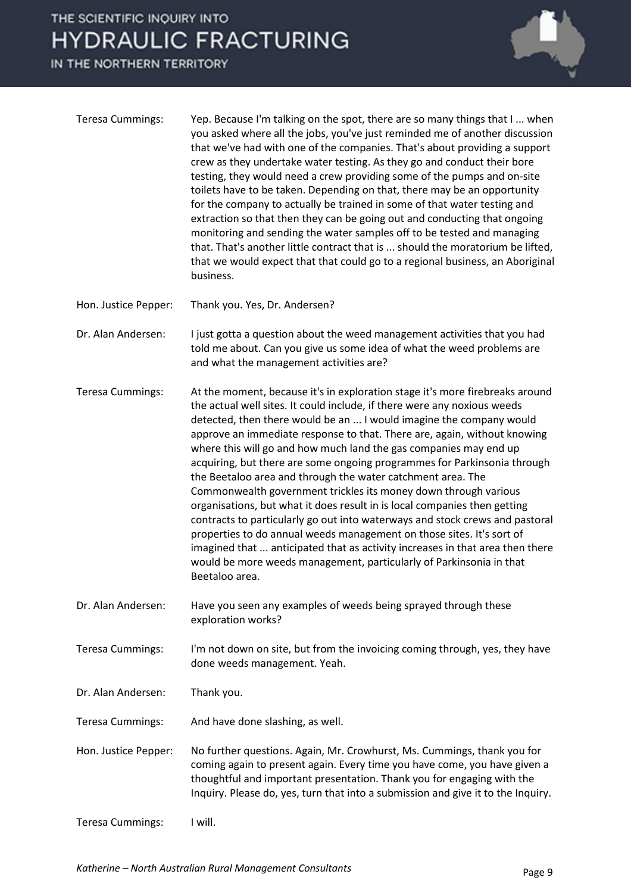Teresa Cummings: Yep. Because I'm talking on the spot, there are so many things that I ... when you asked where all the jobs, you've just reminded me of another discussion that we've had with one of the companies. That's about providing a support crew as they undertake water testing. As they go and conduct their bore testing, they would need a crew providing some of the pumps and on-site toilets have to be taken. Depending on that, there may be an opportunity for the company to actually be trained in some of that water testing and extraction so that then they can be going out and conducting that ongoing monitoring and sending the water samples off to be tested and managing that. That's another little contract that is ... should the moratorium be lifted, that we would expect that that could go to a regional business, an Aboriginal business.

Hon. Justice Pepper: Thank you. Yes, Dr. Andersen?

Dr. Alan Andersen: I just gotta a question about the weed management activities that you had told me about. Can you give us some idea of what the weed problems are and what the management activities are?

Teresa Cummings: At the moment, because it's in exploration stage it's more firebreaks around the actual well sites. It could include, if there were any noxious weeds detected, then there would be an ... I would imagine the company would approve an immediate response to that. There are, again, without knowing where this will go and how much land the gas companies may end up acquiring, but there are some ongoing programmes for Parkinsonia through the Beetaloo area and through the water catchment area. The Commonwealth government trickles its money down through various organisations, but what it does result in is local companies then getting contracts to particularly go out into waterways and stock crews and pastoral properties to do annual weeds management on those sites. It's sort of imagined that ... anticipated that as activity increases in that area then there would be more weeds management, particularly of Parkinsonia in that Beetaloo area.

Dr. Alan Andersen: Have you seen any examples of weeds being sprayed through these exploration works?

Teresa Cummings: I'm not down on site, but from the invoicing coming through, yes, they have done weeds management. Yeah.

Dr. Alan Andersen: Thank you.

Teresa Cummings: And have done slashing, as well.

Hon. Justice Pepper: No further questions. Again, Mr. Crowhurst, Ms. Cummings, thank you for coming again to present again. Every time you have come, you have given a thoughtful and important presentation. Thank you for engaging with the Inquiry. Please do, yes, turn that into a submission and give it to the Inquiry.

Teresa Cummings: I will.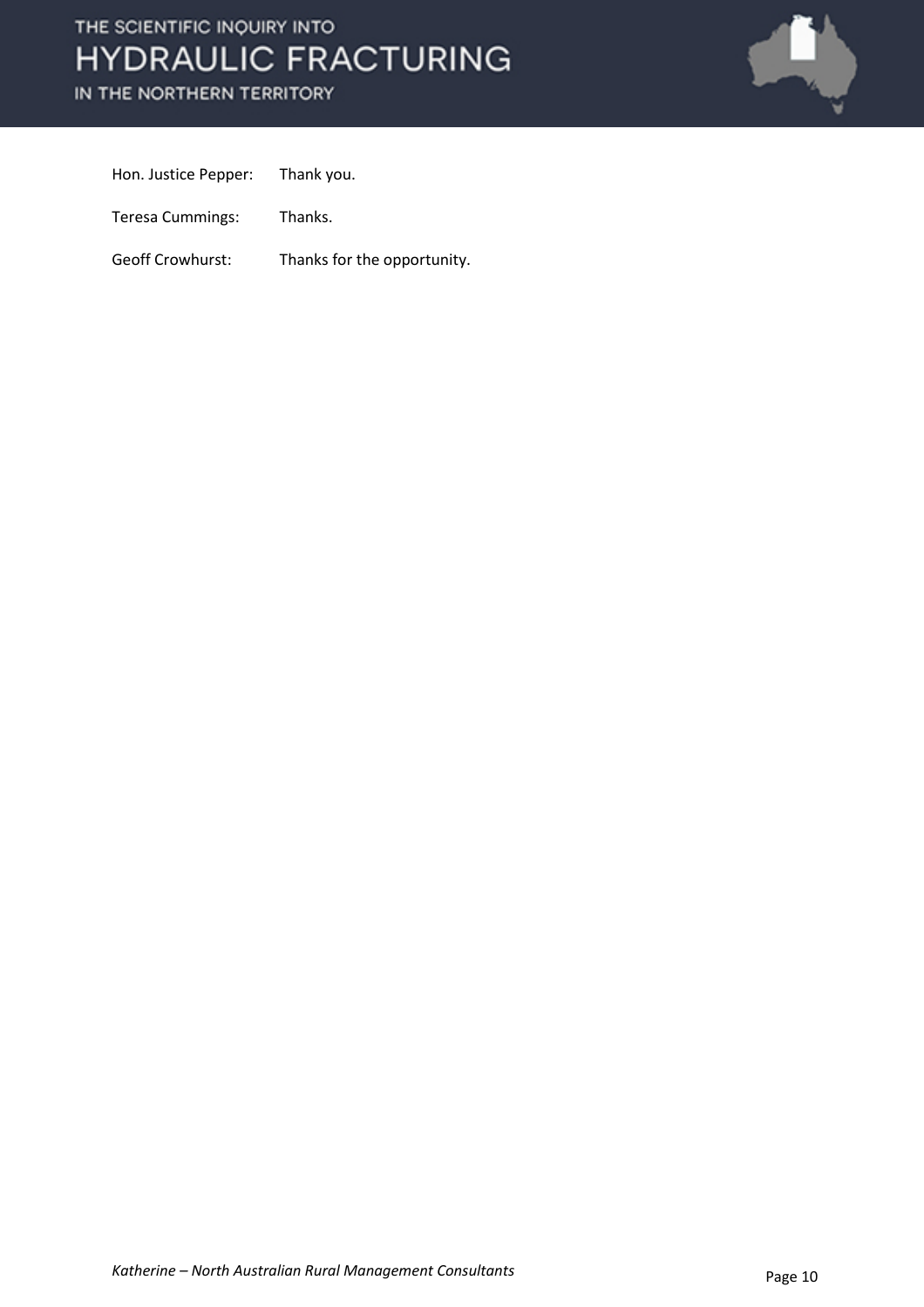Hon. Justice Pepper: Thank you.

Teresa Cummings: Thanks.

Geoff Crowhurst: Thanks for the opportunity.